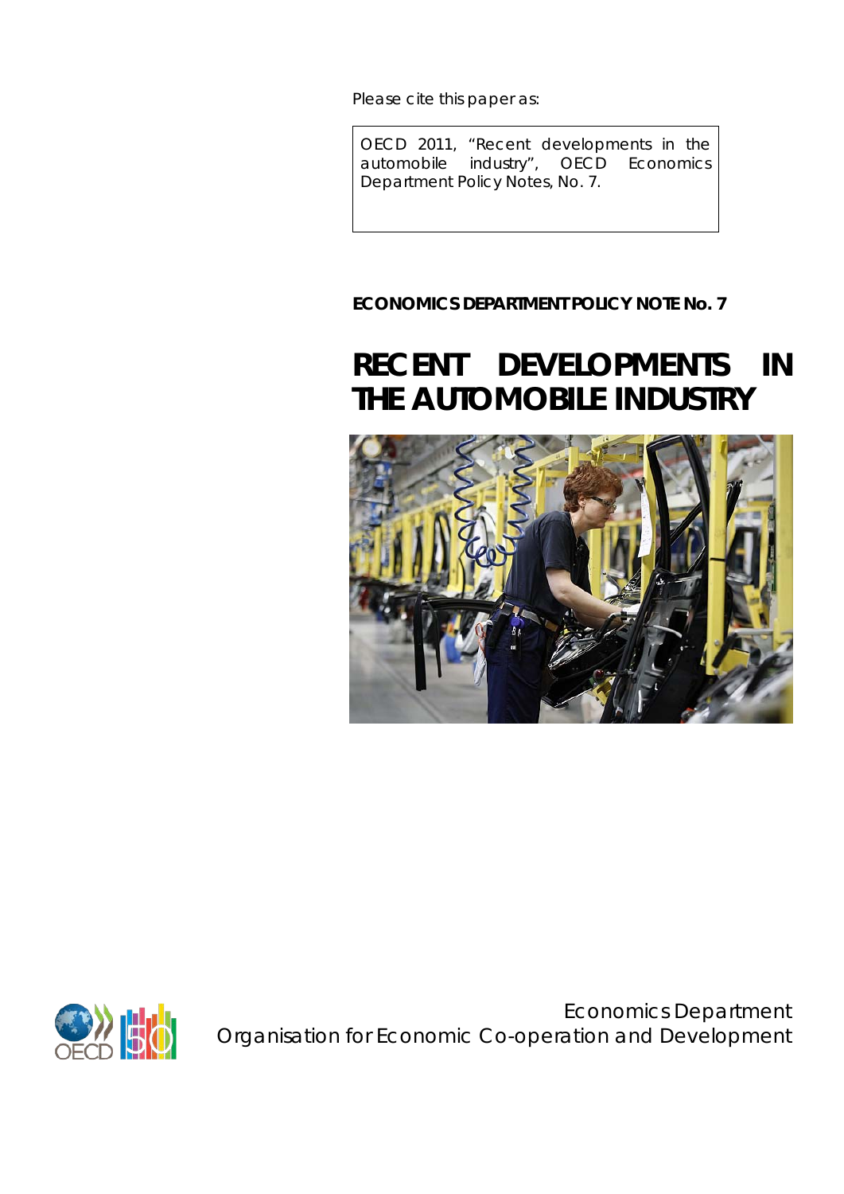Please cite this paper as:

OECD 2011, "Recent developments in the automobile industry", OECD Economics Department Policy Notes, No. 7.

**ECONOMICS DEPARTMENT POLICY NOTE No. 7**

# RECENT DEVELOPMENTS IN THE AUTOMOBILE INDUSTRY

Economics Department
Organisation for Economic Co-operation and Development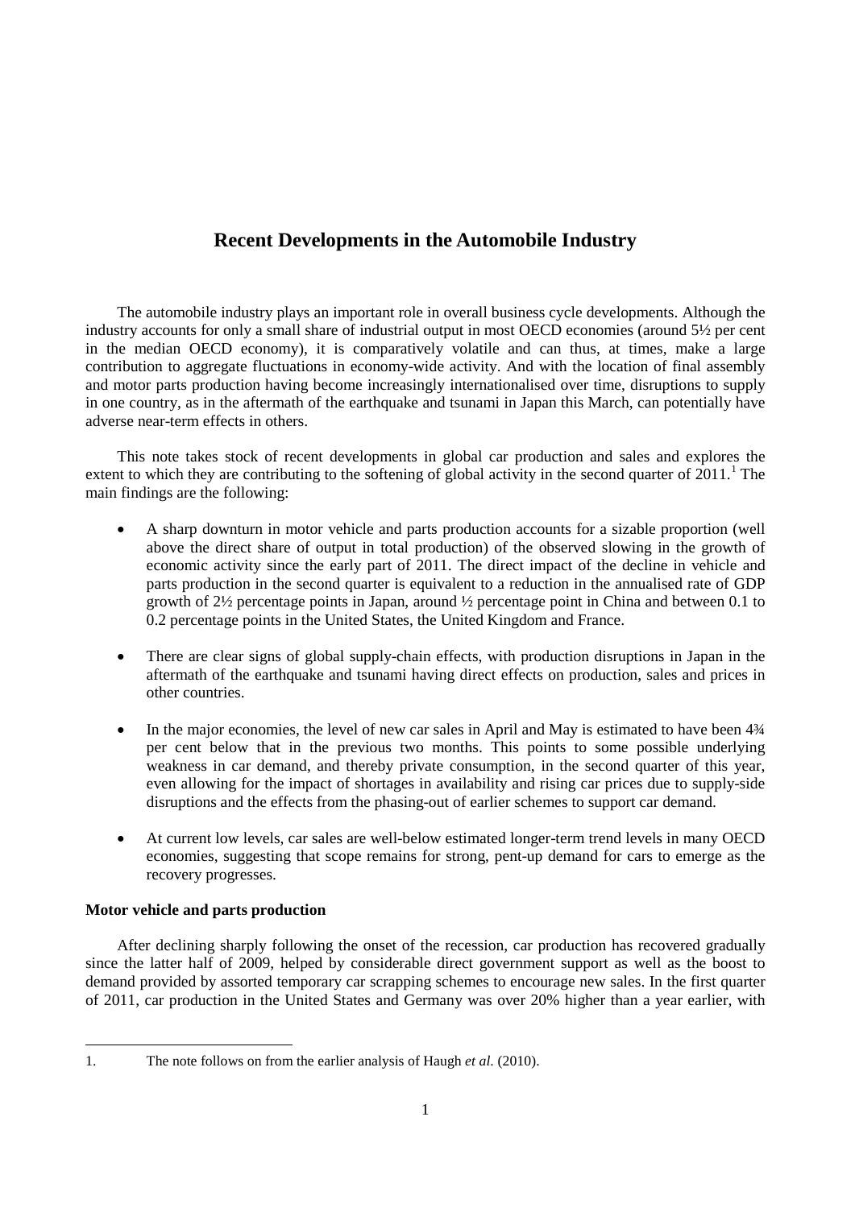# Recent Developments in the Automobile Industry

The automobile industry plays an important role in overall business cycle developments. Although the industry accounts for only a small share of industrial output in most OECD economies (around 5½ per cent in the median OECD economy), it is comparatively volatile and can thus, at times, make a large contribution to aggregate fluctuations in economy-wide activity. And with the location of final assembly and motor parts production having become increasingly internationalised over time, disruptions to supply in one country, as in the aftermath of the earthquake and tsunami in Japan this March, can potentially have adverse near-term effects in others.

This note takes stock of recent developments in global car production and sales and explores the extent to which they are contributing to the softening of global activity in the second quarter of 2011.[1] The main findings are the following:

- A sharp downturn in motor vehicle and parts production accounts for a sizable proportion (well above the direct share of output in total production) of the observed slowing in the growth of economic activity since the early part of 2011. The direct impact of the decline in vehicle and parts production in the second quarter is equivalent to a reduction in the annualised rate of GDP growth of 2½ percentage points in Japan, around ½ percentage point in China and between 0.1 to 0.2 percentage points in the United States, the United Kingdom and France.
- There are clear signs of global supply-chain effects, with production disruptions in Japan in the aftermath of the earthquake and tsunami having direct effects on production, sales and prices in other countries.
- In the major economies, the level of new car sales in April and May is estimated to have been 4¾ per cent below that in the previous two months. This points to some possible underlying weakness in car demand, and thereby private consumption, in the second quarter of this year, even allowing for the impact of shortages in availability and rising car prices due to supply-side disruptions and the effects from the phasing-out of earlier schemes to support car demand.
- At current low levels, car sales are well-below estimated longer-term trend levels in many OECD economies, suggesting that scope remains for strong, pent-up demand for cars to emerge as the recovery progresses.

**Motor vehicle and parts production**

After declining sharply following the onset of the recession, car production has recovered gradually since the latter half of 2009, helped by considerable direct government support as well as the boost to demand provided by assorted temporary car scrapping schemes to encourage new sales. In the first quarter of 2011, car production in the United States and Germany was over 20% higher than a year earlier, with

1. The note follows on from the earlier analysis of Haugh *et al.* (2010).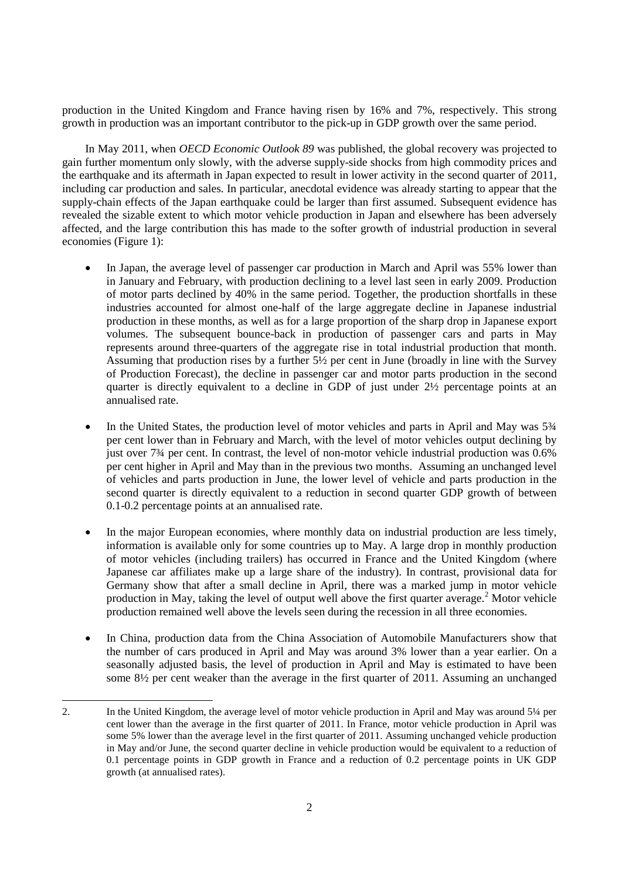production in the United Kingdom and France having risen by 16% and 7%, respectively. This strong growth in production was an important contributor to the pick-up in GDP growth over the same period.

In May 2011, when *OECD Economic Outlook 89* was published, the global recovery was projected to gain further momentum only slowly, with the adverse supply-side shocks from high commodity prices and the earthquake and its aftermath in Japan expected to result in lower activity in the second quarter of 2011, including car production and sales. In particular, anecdotal evidence was already starting to appear that the supply-chain effects of the Japan earthquake could be larger than first assumed. Subsequent evidence has revealed the sizable extent to which motor vehicle production in Japan and elsewhere has been adversely affected, and the large contribution this has made to the softer growth of industrial production in several economies (Figure 1):

- In Japan, the average level of passenger car production in March and April was 55% lower than in January and February, with production declining to a level last seen in early 2009. Production of motor parts declined by 40% in the same period. Together, the production shortfalls in these industries accounted for almost one-half of the large aggregate decline in Japanese industrial production in these months, as well as for a large proportion of the sharp drop in Japanese export volumes. The subsequent bounce-back in production of passenger cars and parts in May represents around three-quarters of the aggregate rise in total industrial production that month. Assuming that production rises by a further 5½ per cent in June (broadly in line with the Survey of Production Forecast), the decline in passenger car and motor parts production in the second quarter is directly equivalent to a decline in GDP of just under 2½ percentage points at an annualised rate.

- In the United States, the production level of motor vehicles and parts in April and May was 5¾ per cent lower than in February and March, with the level of motor vehicles output declining by just over 7¾ per cent. In contrast, the level of non-motor vehicle industrial production was 0.6% per cent higher in April and May than in the previous two months. Assuming an unchanged level of vehicles and parts production in June, the lower level of vehicle and parts production in the second quarter is directly equivalent to a reduction in second quarter GDP growth of between 0.1-0.2 percentage points at an annualised rate.

- In the major European economies, where monthly data on industrial production are less timely, information is available only for some countries up to May. A large drop in monthly production of motor vehicles (including trailers) has occurred in France and the United Kingdom (where Japanese car affiliates make up a large share of the industry). In contrast, provisional data for Germany show that after a small decline in April, there was a marked jump in motor vehicle production in May, taking the level of output well above the first quarter average.[2] Motor vehicle production remained well above the levels seen during the recession in all three economies.

- In China, production data from the China Association of Automobile Manufacturers show that the number of cars produced in April and May was around 3% lower than a year earlier. On a seasonally adjusted basis, the level of production in April and May is estimated to have been some 8½ per cent weaker than the average in the first quarter of 2011. Assuming an unchanged

2. In the United Kingdom, the average level of motor vehicle production in April and May was around 5¼ per cent lower than the average in the first quarter of 2011. In France, motor vehicle production in April was some 5% lower than the average level in the first quarter of 2011. Assuming unchanged vehicle production in May and/or June, the second quarter decline in vehicle production would be equivalent to a reduction of 0.1 percentage points in GDP growth in France and a reduction of 0.2 percentage points in UK GDP growth (at annualised rates).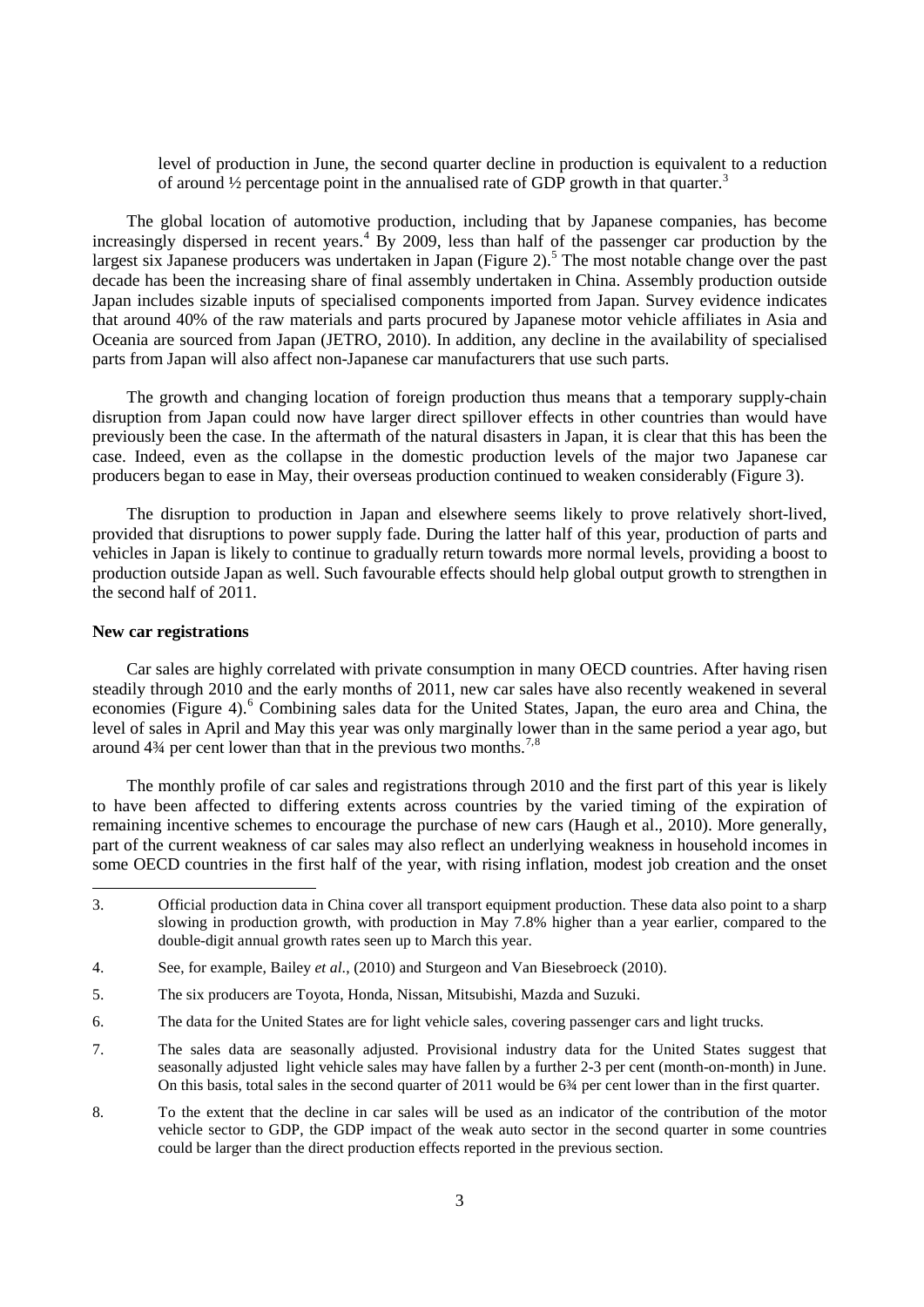level of production in June, the second quarter decline in production is equivalent to a reduction of around ½ percentage point in the annualised rate of GDP growth in that quarter.[3]

The global location of automotive production, including that by Japanese companies, has become increasingly dispersed in recent years.[4] By 2009, less than half of the passenger car production by the largest six Japanese producers was undertaken in Japan (Figure 2).[5] The most notable change over the past decade has been the increasing share of final assembly undertaken in China. Assembly production outside Japan includes sizable inputs of specialised components imported from Japan. Survey evidence indicates that around 40% of the raw materials and parts procured by Japanese motor vehicle affiliates in Asia and Oceania are sourced from Japan (JETRO, 2010). In addition, any decline in the availability of specialised parts from Japan will also affect non-Japanese car manufacturers that use such parts.

The growth and changing location of foreign production thus means that a temporary supply-chain disruption from Japan could now have larger direct spillover effects in other countries than would have previously been the case. In the aftermath of the natural disasters in Japan, it is clear that this has been the case. Indeed, even as the collapse in the domestic production levels of the major two Japanese car producers began to ease in May, their overseas production continued to weaken considerably (Figure 3).

The disruption to production in Japan and elsewhere seems likely to prove relatively short-lived, provided that disruptions to power supply fade. During the latter half of this year, production of parts and vehicles in Japan is likely to continue to gradually return towards more normal levels, providing a boost to production outside Japan as well. Such favourable effects should help global output growth to strengthen in the second half of 2011.

**New car registrations**

Car sales are highly correlated with private consumption in many OECD countries. After having risen steadily through 2010 and the early months of 2011, new car sales have also recently weakened in several economies (Figure 4).[6] Combining sales data for the United States, Japan, the euro area and China, the level of sales in April and May this year was only marginally lower than in the same period a year ago, but around 4¾ per cent lower than that in the previous two months.[7,8]

The monthly profile of car sales and registrations through 2010 and the first part of this year is likely to have been affected to differing extents across countries by the varied timing of the expiration of remaining incentive schemes to encourage the purchase of new cars (Haugh et al., 2010). More generally, part of the current weakness of car sales may also reflect an underlying weakness in household incomes in some OECD countries in the first half of the year, with rising inflation, modest job creation and the onset

3. Official production data in China cover all transport equipment production. These data also point to a sharp slowing in production growth, with production in May 7.8% higher than a year earlier, compared to the double-digit annual growth rates seen up to March this year.

4. See, for example, Bailey *et al.*, (2010) and Sturgeon and Van Biesebroeck (2010).

5. The six producers are Toyota, Honda, Nissan, Mitsubishi, Mazda and Suzuki.

6. The data for the United States are for light vehicle sales, covering passenger cars and light trucks.

7. The sales data are seasonally adjusted. Provisional industry data for the United States suggest that seasonally adjusted light vehicle sales may have fallen by a further 2-3 per cent (month-on-month) in June. On this basis, total sales in the second quarter of 2011 would be 6¾ per cent lower than in the first quarter.

8. To the extent that the decline in car sales will be used as an indicator of the contribution of the motor vehicle sector to GDP, the GDP impact of the weak auto sector in the second quarter in some countries could be larger than the direct production effects reported in the previous section.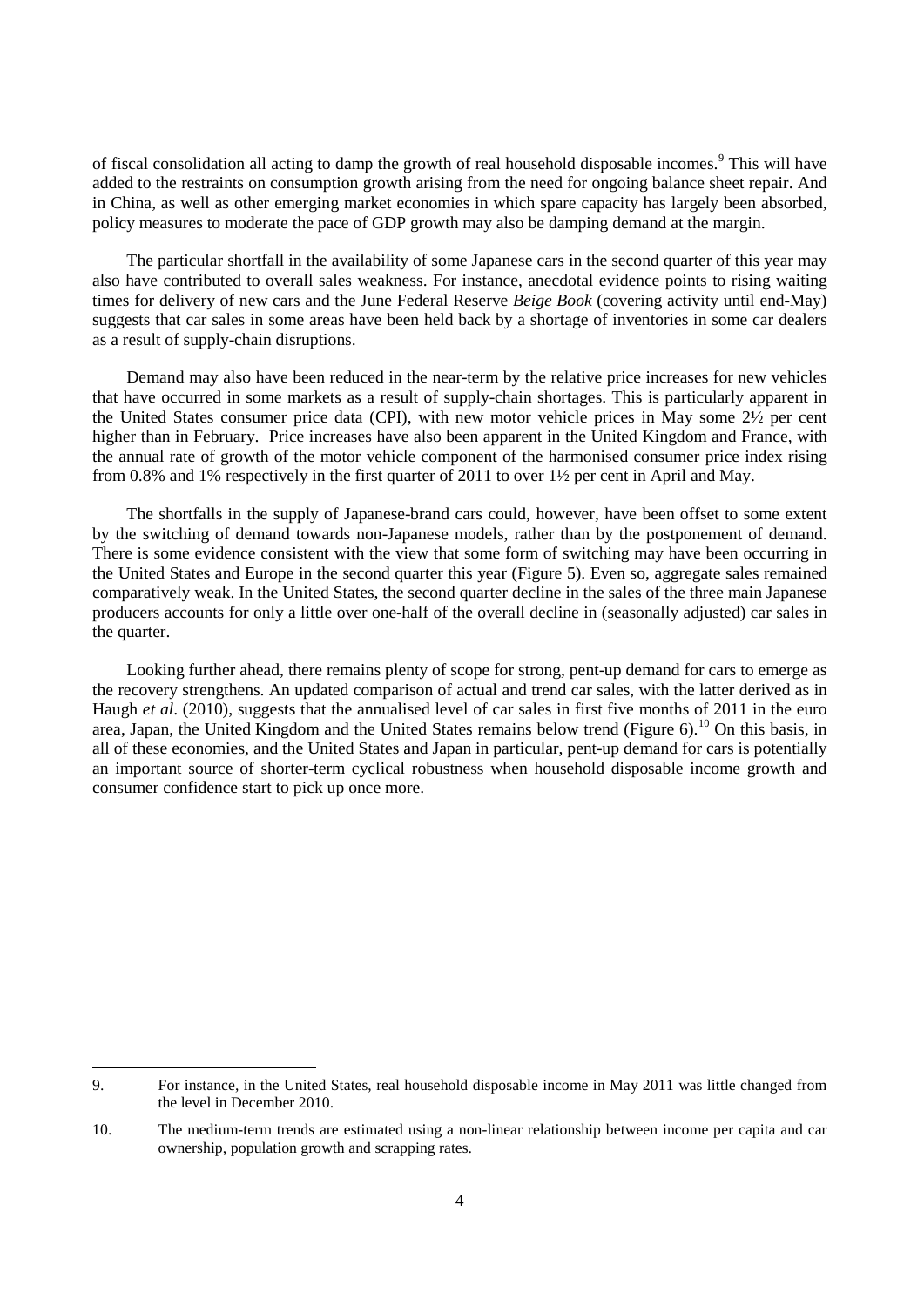of fiscal consolidation all acting to damp the growth of real household disposable incomes.[9] This will have added to the restraints on consumption growth arising from the need for ongoing balance sheet repair. And in China, as well as other emerging market economies in which spare capacity has largely been absorbed, policy measures to moderate the pace of GDP growth may also be damping demand at the margin.

The particular shortfall in the availability of some Japanese cars in the second quarter of this year may also have contributed to overall sales weakness. For instance, anecdotal evidence points to rising waiting times for delivery of new cars and the June Federal Reserve *Beige Book* (covering activity until end-May) suggests that car sales in some areas have been held back by a shortage of inventories in some car dealers as a result of supply-chain disruptions.

Demand may also have been reduced in the near-term by the relative price increases for new vehicles that have occurred in some markets as a result of supply-chain shortages. This is particularly apparent in the United States consumer price data (CPI), with new motor vehicle prices in May some 2½ per cent higher than in February. Price increases have also been apparent in the United Kingdom and France, with the annual rate of growth of the motor vehicle component of the harmonised consumer price index rising from 0.8% and 1% respectively in the first quarter of 2011 to over 1½ per cent in April and May.

The shortfalls in the supply of Japanese-brand cars could, however, have been offset to some extent by the switching of demand towards non-Japanese models, rather than by the postponement of demand. There is some evidence consistent with the view that some form of switching may have been occurring in the United States and Europe in the second quarter this year (Figure 5). Even so, aggregate sales remained comparatively weak. In the United States, the second quarter decline in the sales of the three main Japanese producers accounts for only a little over one-half of the overall decline in (seasonally adjusted) car sales in the quarter.

Looking further ahead, there remains plenty of scope for strong, pent-up demand for cars to emerge as the recovery strengthens. An updated comparison of actual and trend car sales, with the latter derived as in Haugh *et al*. (2010), suggests that the annualised level of car sales in first five months of 2011 in the euro area, Japan, the United Kingdom and the United States remains below trend (Figure 6).[10] On this basis, in all of these economies, and the United States and Japan in particular, pent-up demand for cars is potentially an important source of shorter-term cyclical robustness when household disposable income growth and consumer confidence start to pick up once more.

---

9. For instance, in the United States, real household disposable income in May 2011 was little changed from the level in December 2010.

10. The medium-term trends are estimated using a non-linear relationship between income per capita and car ownership, population growth and scrapping rates.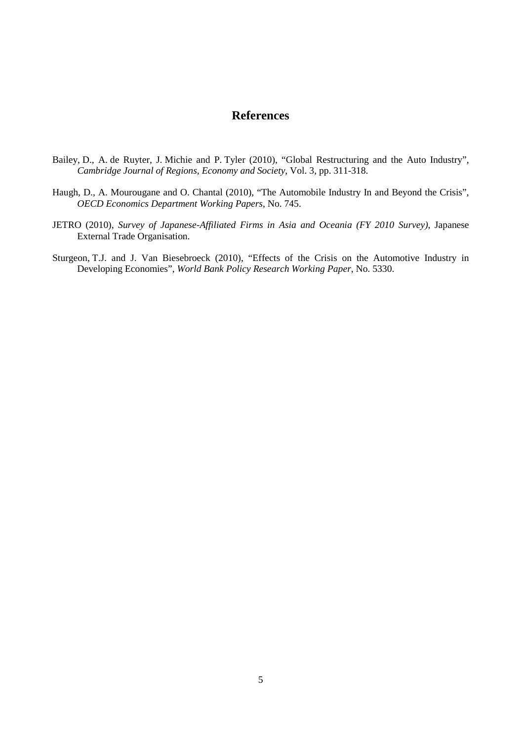# References

Bailey, D., A. de Ruyter, J. Michie and P. Tyler (2010), "Global Restructuring and the Auto Industry", *Cambridge Journal of Regions, Economy and Society*, Vol. 3, pp. 311-318.

Haugh, D., A. Mourougane and O. Chantal (2010), "The Automobile Industry In and Beyond the Crisis", *OECD Economics Department Working Papers*, No. 745.

JETRO (2010), *Survey of Japanese-Affiliated Firms in Asia and Oceania (FY 2010 Survey)*, Japanese External Trade Organisation.

Sturgeon, T.J. and J. Van Biesebroeck (2010), "Effects of the Crisis on the Automotive Industry in Developing Economies", *World Bank Policy Research Working Paper*, No. 5330.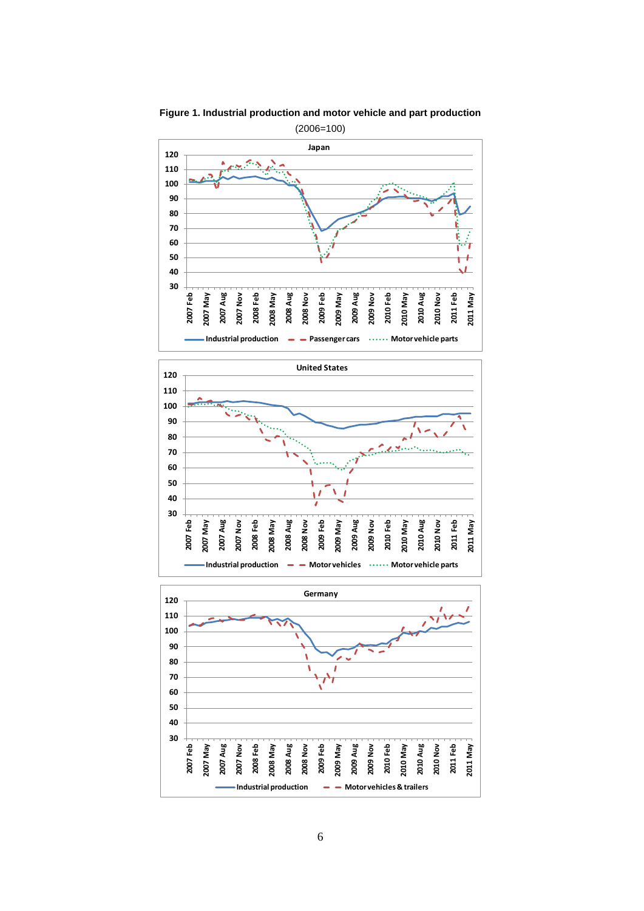**Figure 1. Industrial production and motor vehicle and part production**

(2006=100)

Japan

United States

Germany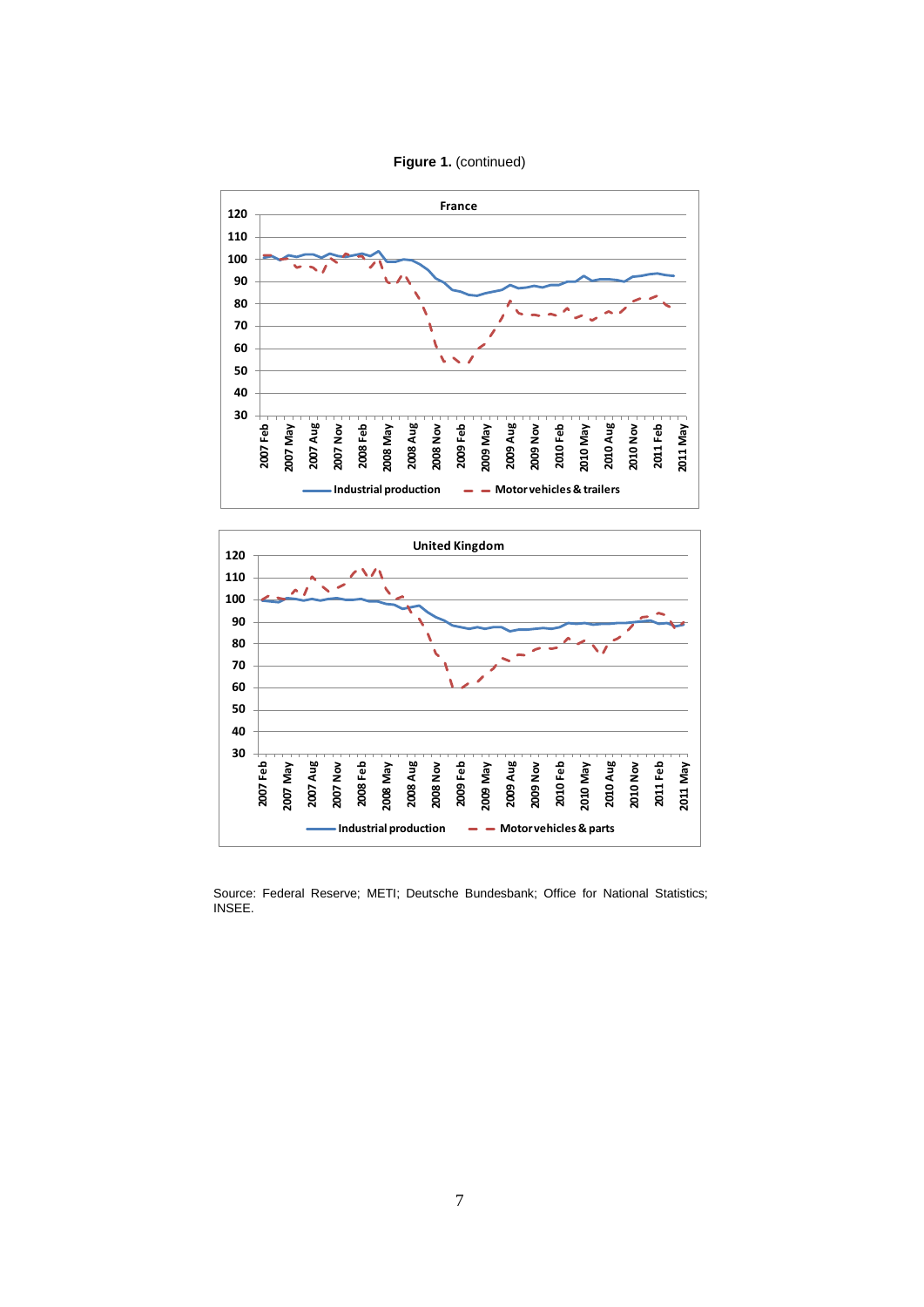**Figure 1.** (continued)

Source: Federal Reserve; METI; Deutsche Bundesbank; Office for National Statistics; INSEE.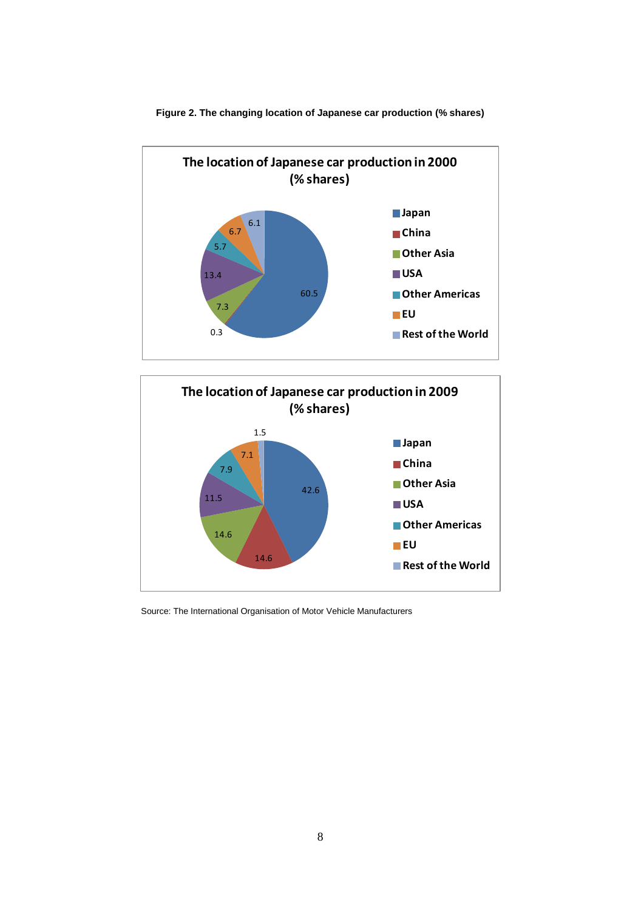**Figure 2. The changing location of Japanese car production (% shares)**

**The location of Japanese car production in 2000 (% shares)**

| Location | % share |
|---|---|
| Japan | 60.5 |
| China | 0.3 |
| Other Asia | 7.3 |
| USA | 13.4 |
| Other Americas | 5.7 |
| EU | 6.7 |
| Rest of the World | 6.1 |

**The location of Japanese car production in 2009 (% shares)**

| Location | % share |
|---|---|
| Japan | 42.6 |
| China | 14.6 |
| Other Asia | 14.6 |
| USA | 11.5 |
| Other Americas | 7.9 |
| EU | 7.1 |
| Rest of the World | 1.5 |

Source: The International Organisation of Motor Vehicle Manufacturers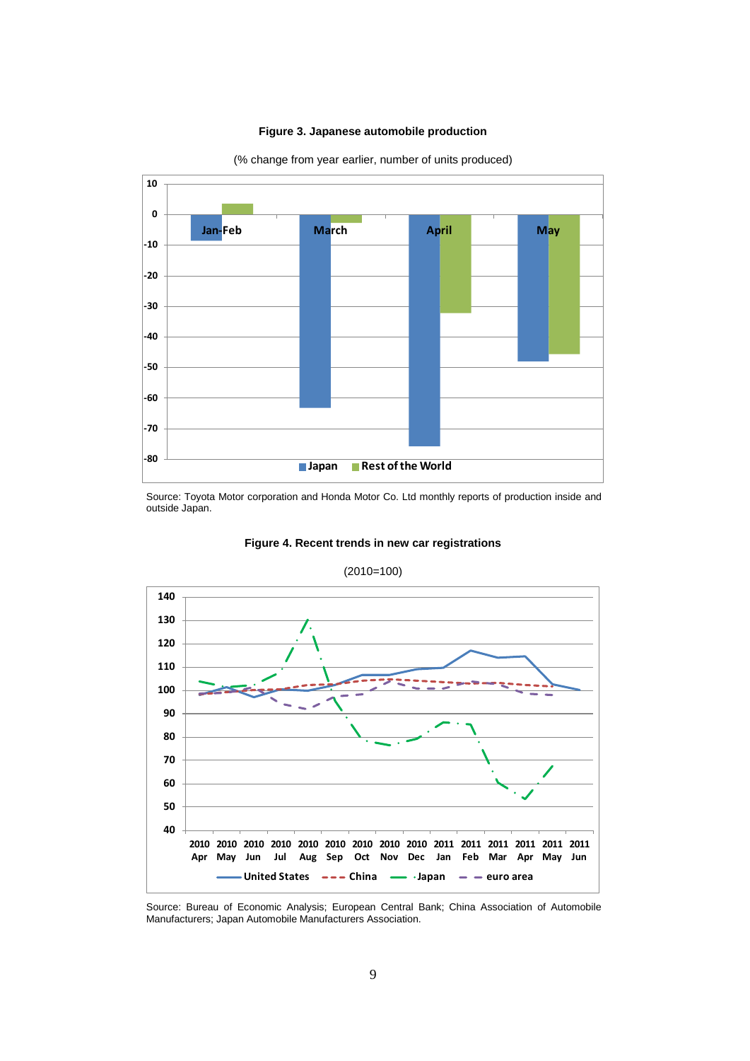**Figure 3. Japanese automobile production**

(% change from year earlier, number of units produced)

Source: Toyota Motor corporation and Honda Motor Co. Ltd monthly reports of production inside and outside Japan.

**Figure 4. Recent trends in new car registrations**

(2010=100)

Source: Bureau of Economic Analysis; European Central Bank; China Association of Automobile Manufacturers; Japan Automobile Manufacturers Association.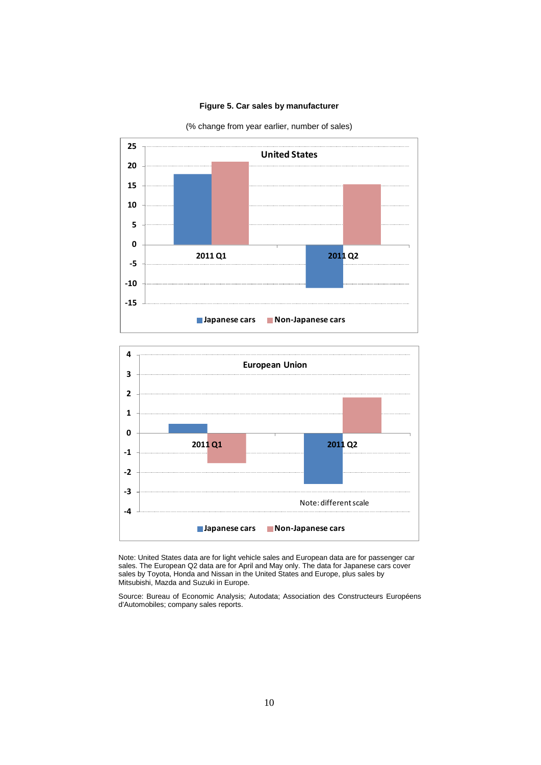**Figure 5. Car sales by manufacturer**

(% change from year earlier, number of sales)

Note: United States data are for light vehicle sales and European data are for passenger car sales. The European Q2 data are for April and May only. The data for Japanese cars cover sales by Toyota, Honda and Nissan in the United States and Europe, plus sales by Mitsubishi, Mazda and Suzuki in Europe.

Source: Bureau of Economic Analysis; Autodata; Association des Constructeurs Européens d'Automobiles; company sales reports.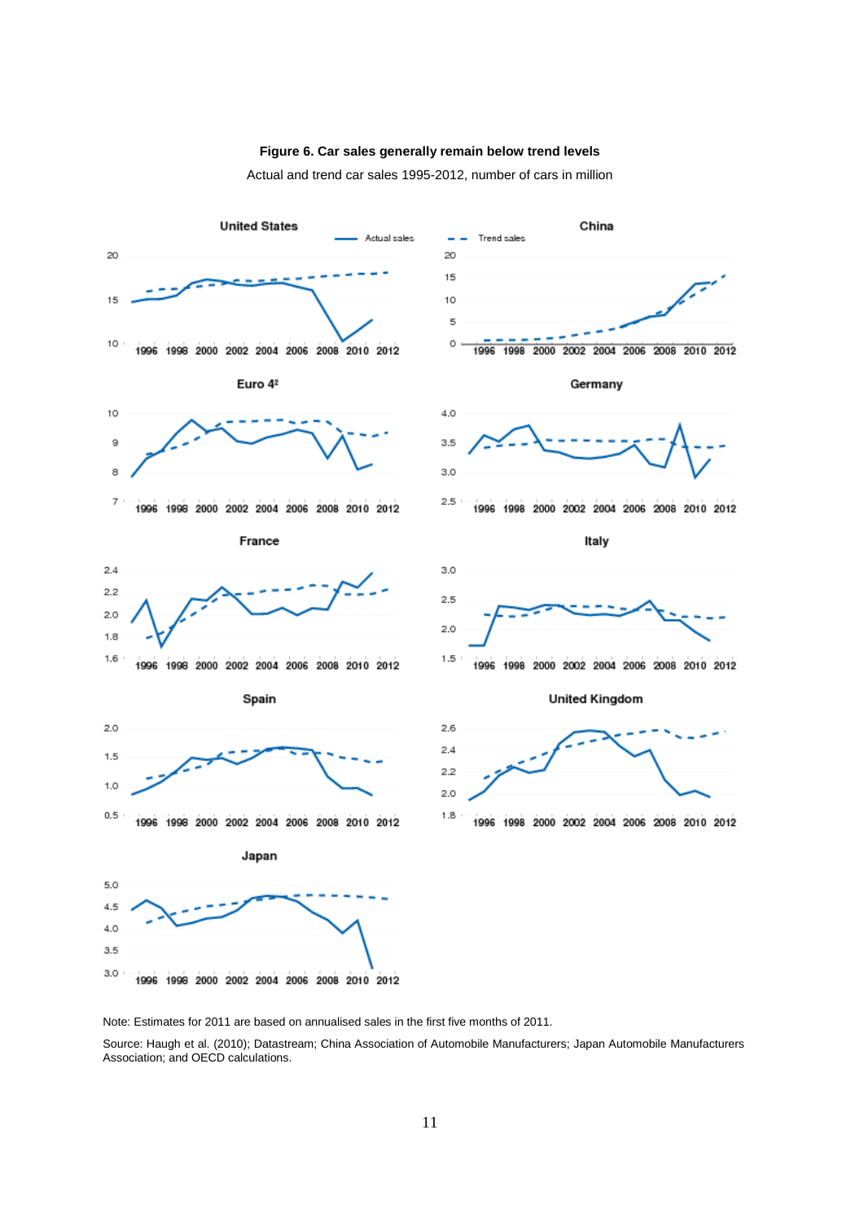**Figure 6. Car sales generally remain below trend levels**

Actual and trend car sales 1995-2012, number of cars in million

Note: Estimates for 2011 are based on annualised sales in the first five months of 2011.

Source: Haugh et al. (2010); Datastream; China Association of Automobile Manufacturers; Japan Automobile Manufacturers Association; and OECD calculations.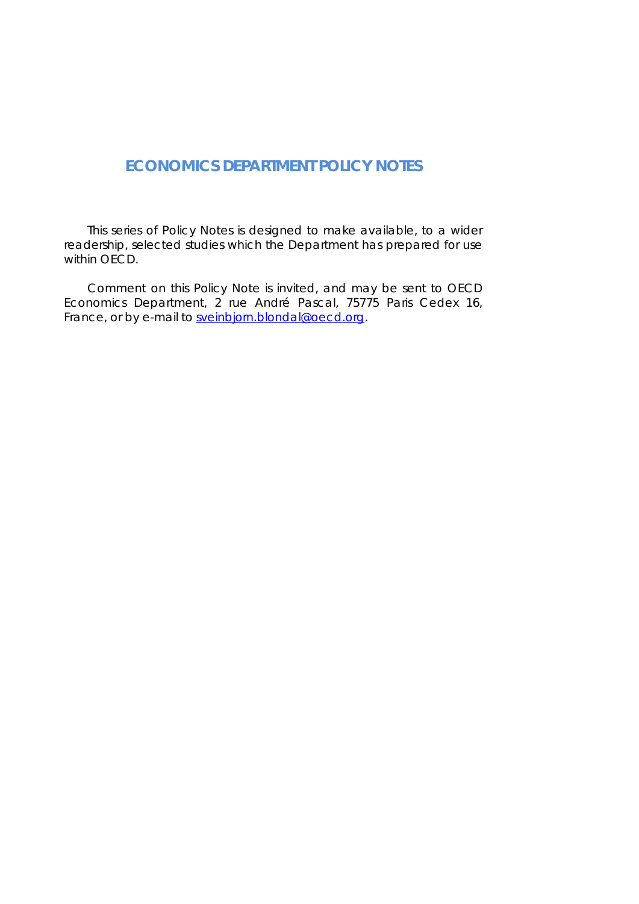## ECONOMICS DEPARTMENT POLICY NOTES

This series of Policy Notes is designed to make available, to a wider readership, selected studies which the Department has prepared for use within OECD.

Comment on this Policy Note is invited, and may be sent to OECD Economics Department, 2 rue André Pascal, 75775 Paris Cedex 16, France, or by e-mail to sveinbjorn.blondal@oecd.org.